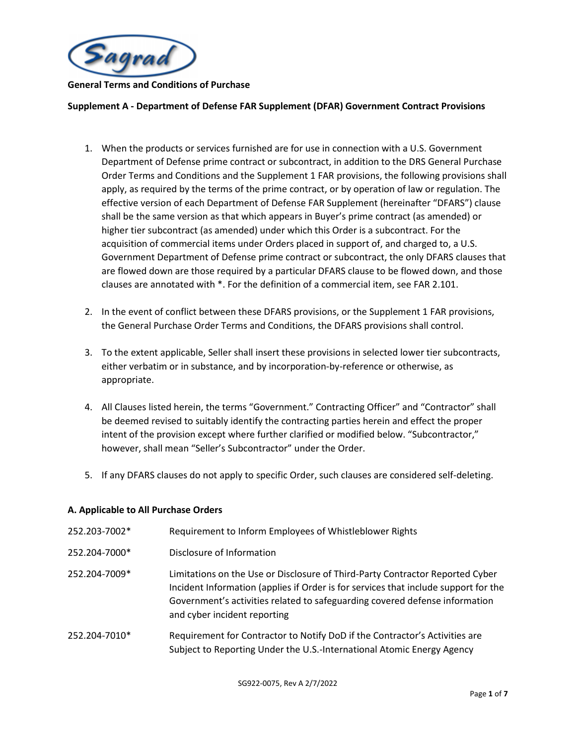**General Terms and Conditions of Purchase**

**Supplement A - Department of Defense FAR Supplement (DFAR) Government Contract Provisions**

1. When the products or services furnished are for use in connection with a U.S. Government Department of Defense prime contract or subcontract, in addition to the DRS General Purchase Order Terms and Conditions and the Supplement 1 FAR provisions, the following provisions shall apply, as required by the terms of the prime contract, or by operation of law or regulation. The effective version of each Department of Defense FAR Supplement (hereinafter "DFARS") clause shall be the same version as that which appears in Buyer's prime contract (as amended) or higher tier subcontract (as amended) under which this Order is a subcontract. For the acquisition of commercial items under Orders placed in support of, and charged to, a U.S. Government Department of Defense prime contract or subcontract, the only DFARS clauses that are flowed down are those required by a particular DFARS clause to be flowed down, and those clauses are annotated with *. For the definition of a commercial item, see FAR 2.101.

2. In the event of conflict between these DFARS provisions, or the Supplement 1 FAR provisions, the General Purchase Order Terms and Conditions, the DFARS provisions shall control.

3. To the extent applicable, Seller shall insert these provisions in selected lower tier subcontracts, either verbatim or in substance, and by incorporation-by-reference or otherwise, as appropriate.

4. All Clauses listed herein, the terms "Government." Contracting Officer" and "Contractor" shall be deemed revised to suitably identify the contracting parties herein and effect the proper intent of the provision except where further clarified or modified below. "Subcontractor," however, shall mean "Seller's Subcontractor" under the Order.

5. If any DFARS clauses do not apply to specific Order, such clauses are considered self-deleting.

**A. Applicable to All Purchase Orders**

| | |
|---|---|
| 252.203-7002* | Requirement to Inform Employees of Whistleblower Rights |
| 252.204-7000* | Disclosure of Information |
| 252.204-7009* | Limitations on the Use or Disclosure of Third-Party Contractor Reported Cyber Incident Information (applies if Order is for services that include support for the Government's activities related to safeguarding covered defense information and cyber incident reporting |
| 252.204-7010* | Requirement for Contractor to Notify DoD if the Contractor's Activities are Subject to Reporting Under the U.S.-International Atomic Energy Agency |

SG922-0075, Rev A 2/7/2022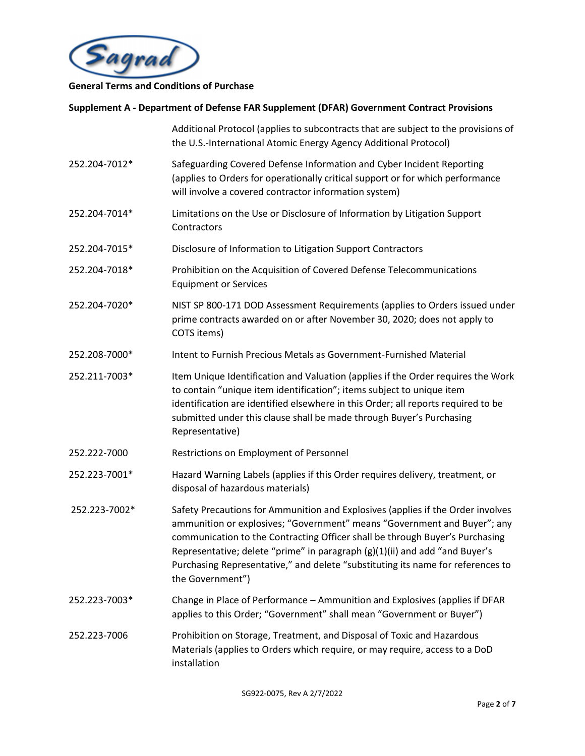**General Terms and Conditions of Purchase**

**Supplement A - Department of Defense FAR Supplement (DFAR) Government Contract Provisions**

| | |
|---|---|
| | Additional Protocol (applies to subcontracts that are subject to the provisions of the U.S.-International Atomic Energy Agency Additional Protocol) |
| 252.204-7012* | Safeguarding Covered Defense Information and Cyber Incident Reporting (applies to Orders for operationally critical support or for which performance will involve a covered contractor information system) |
| 252.204-7014* | Limitations on the Use or Disclosure of Information by Litigation Support Contractors |
| 252.204-7015* | Disclosure of Information to Litigation Support Contractors |
| 252.204-7018* | Prohibition on the Acquisition of Covered Defense Telecommunications Equipment or Services |
| 252.204-7020* | NIST SP 800-171 DOD Assessment Requirements (applies to Orders issued under prime contracts awarded on or after November 30, 2020; does not apply to COTS items) |
| 252.208-7000* | Intent to Furnish Precious Metals as Government-Furnished Material |
| 252.211-7003* | Item Unique Identification and Valuation (applies if the Order requires the Work to contain "unique item identification"; items subject to unique item identification are identified elsewhere in this Order; all reports required to be submitted under this clause shall be made through Buyer's Purchasing Representative) |
| 252.222-7000 | Restrictions on Employment of Personnel |
| 252.223-7001* | Hazard Warning Labels (applies if this Order requires delivery, treatment, or disposal of hazardous materials) |
| 252.223-7002* | Safety Precautions for Ammunition and Explosives (applies if the Order involves ammunition or explosives; "Government" means "Government and Buyer"; any communication to the Contracting Officer shall be through Buyer's Purchasing Representative; delete "prime" in paragraph (g)(1)(ii) and add "and Buyer's Purchasing Representative," and delete "substituting its name for references to the Government") |
| 252.223-7003* | Change in Place of Performance – Ammunition and Explosives (applies if DFAR applies to this Order; "Government" shall mean "Government or Buyer") |
| 252.223-7006 | Prohibition on Storage, Treatment, and Disposal of Toxic and Hazardous Materials (applies to Orders which require, or may require, access to a DoD installation |

SG922-0075, Rev A 2/7/2022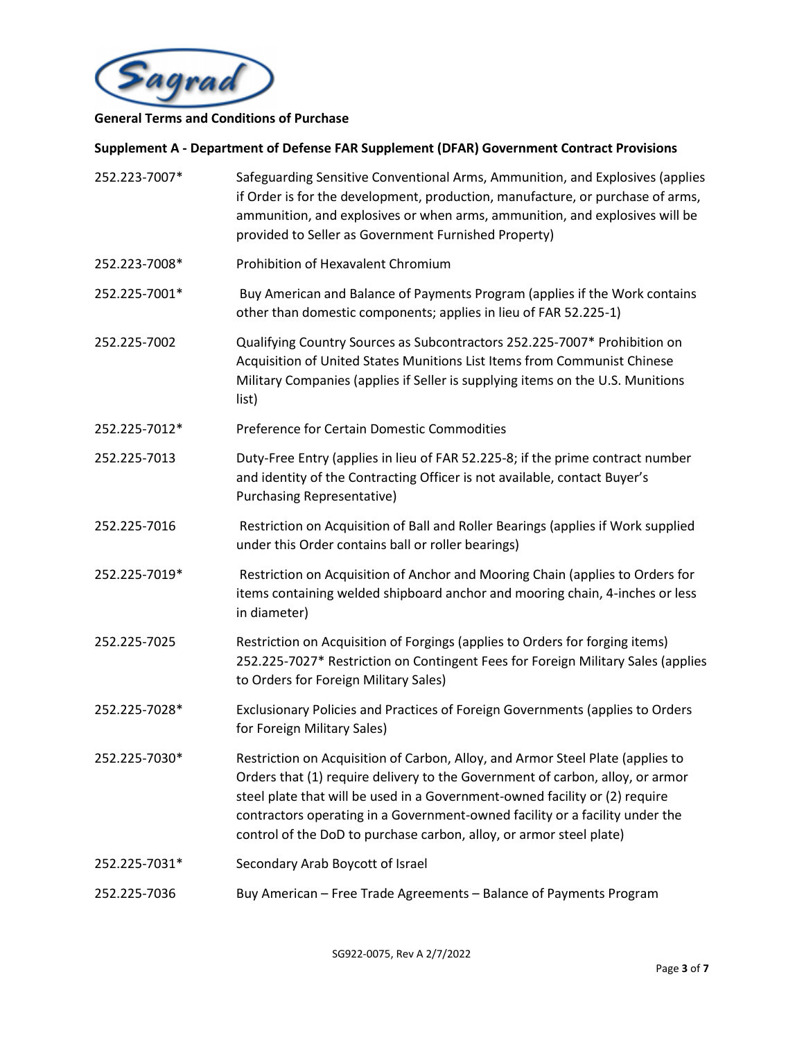**General Terms and Conditions of Purchase**

**Supplement A - Department of Defense FAR Supplement (DFAR) Government Contract Provisions**

| | |
|---|---|
| 252.223-7007* | Safeguarding Sensitive Conventional Arms, Ammunition, and Explosives (applies if Order is for the development, production, manufacture, or purchase of arms, ammunition, and explosives or when arms, ammunition, and explosives will be provided to Seller as Government Furnished Property) |
| 252.223-7008* | Prohibition of Hexavalent Chromium |
| 252.225-7001* | Buy American and Balance of Payments Program (applies if the Work contains other than domestic components; applies in lieu of FAR 52.225-1) |
| 252.225-7002 | Qualifying Country Sources as Subcontractors 252.225-7007* Prohibition on Acquisition of United States Munitions List Items from Communist Chinese Military Companies (applies if Seller is supplying items on the U.S. Munitions list) |
| 252.225-7012* | Preference for Certain Domestic Commodities |
| 252.225-7013 | Duty-Free Entry (applies in lieu of FAR 52.225-8; if the prime contract number and identity of the Contracting Officer is not available, contact Buyer's Purchasing Representative) |
| 252.225-7016 | Restriction on Acquisition of Ball and Roller Bearings (applies if Work supplied under this Order contains ball or roller bearings) |
| 252.225-7019* | Restriction on Acquisition of Anchor and Mooring Chain (applies to Orders for items containing welded shipboard anchor and mooring chain, 4-inches or less in diameter) |
| 252.225-7025 | Restriction on Acquisition of Forgings (applies to Orders for forging items) 252.225-7027* Restriction on Contingent Fees for Foreign Military Sales (applies to Orders for Foreign Military Sales) |
| 252.225-7028* | Exclusionary Policies and Practices of Foreign Governments (applies to Orders for Foreign Military Sales) |
| 252.225-7030* | Restriction on Acquisition of Carbon, Alloy, and Armor Steel Plate (applies to Orders that (1) require delivery to the Government of carbon, alloy, or armor steel plate that will be used in a Government-owned facility or (2) require contractors operating in a Government-owned facility or a facility under the control of the DoD to purchase carbon, alloy, or armor steel plate) |
| 252.225-7031* | Secondary Arab Boycott of Israel |
| 252.225-7036 | Buy American – Free Trade Agreements – Balance of Payments Program |

SG922-0075, Rev A 2/7/2022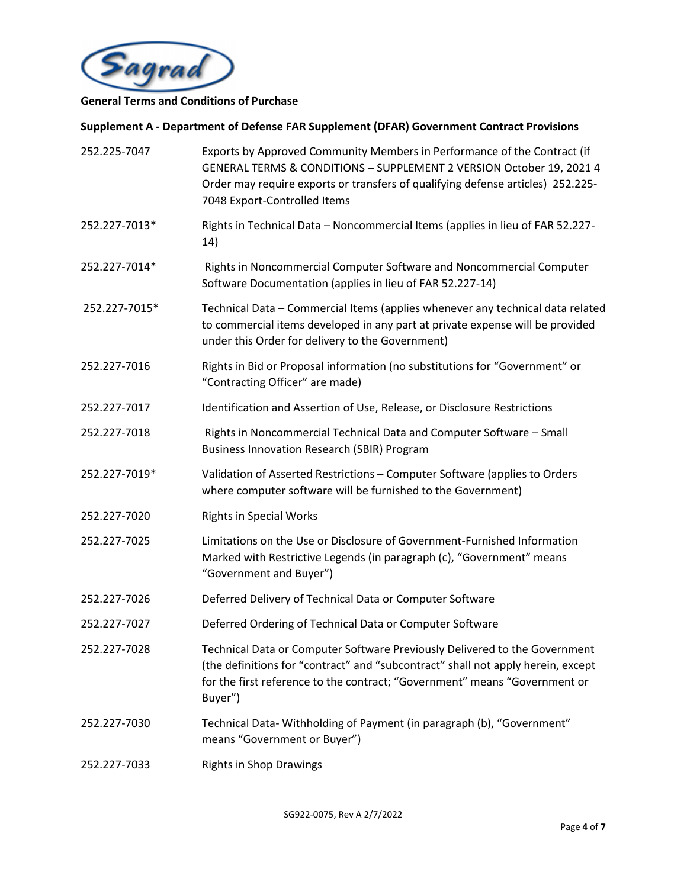**General Terms and Conditions of Purchase**

**Supplement A - Department of Defense FAR Supplement (DFAR) Government Contract Provisions**

| | |
|---|---|
| 252.225-7047 | Exports by Approved Community Members in Performance of the Contract (if GENERAL TERMS & CONDITIONS – SUPPLEMENT 2 VERSION October 19, 2021 4 Order may require exports or transfers of qualifying defense articles) 252.225-7048 Export-Controlled Items |
| 252.227-7013* | Rights in Technical Data – Noncommercial Items (applies in lieu of FAR 52.227-14) |
| 252.227-7014* | Rights in Noncommercial Computer Software and Noncommercial Computer Software Documentation (applies in lieu of FAR 52.227-14) |
| 252.227-7015* | Technical Data – Commercial Items (applies whenever any technical data related to commercial items developed in any part at private expense will be provided under this Order for delivery to the Government) |
| 252.227-7016 | Rights in Bid or Proposal information (no substitutions for "Government" or "Contracting Officer" are made) |
| 252.227-7017 | Identification and Assertion of Use, Release, or Disclosure Restrictions |
| 252.227-7018 | Rights in Noncommercial Technical Data and Computer Software – Small Business Innovation Research (SBIR) Program |
| 252.227-7019* | Validation of Asserted Restrictions – Computer Software (applies to Orders where computer software will be furnished to the Government) |
| 252.227-7020 | Rights in Special Works |
| 252.227-7025 | Limitations on the Use or Disclosure of Government-Furnished Information Marked with Restrictive Legends (in paragraph (c), "Government" means "Government and Buyer") |
| 252.227-7026 | Deferred Delivery of Technical Data or Computer Software |
| 252.227-7027 | Deferred Ordering of Technical Data or Computer Software |
| 252.227-7028 | Technical Data or Computer Software Previously Delivered to the Government (the definitions for "contract" and "subcontract" shall not apply herein, except for the first reference to the contract; "Government" means "Government or Buyer") |
| 252.227-7030 | Technical Data- Withholding of Payment (in paragraph (b), "Government" means "Government or Buyer") |
| 252.227-7033 | Rights in Shop Drawings |

SG922-0075, Rev A 2/7/2022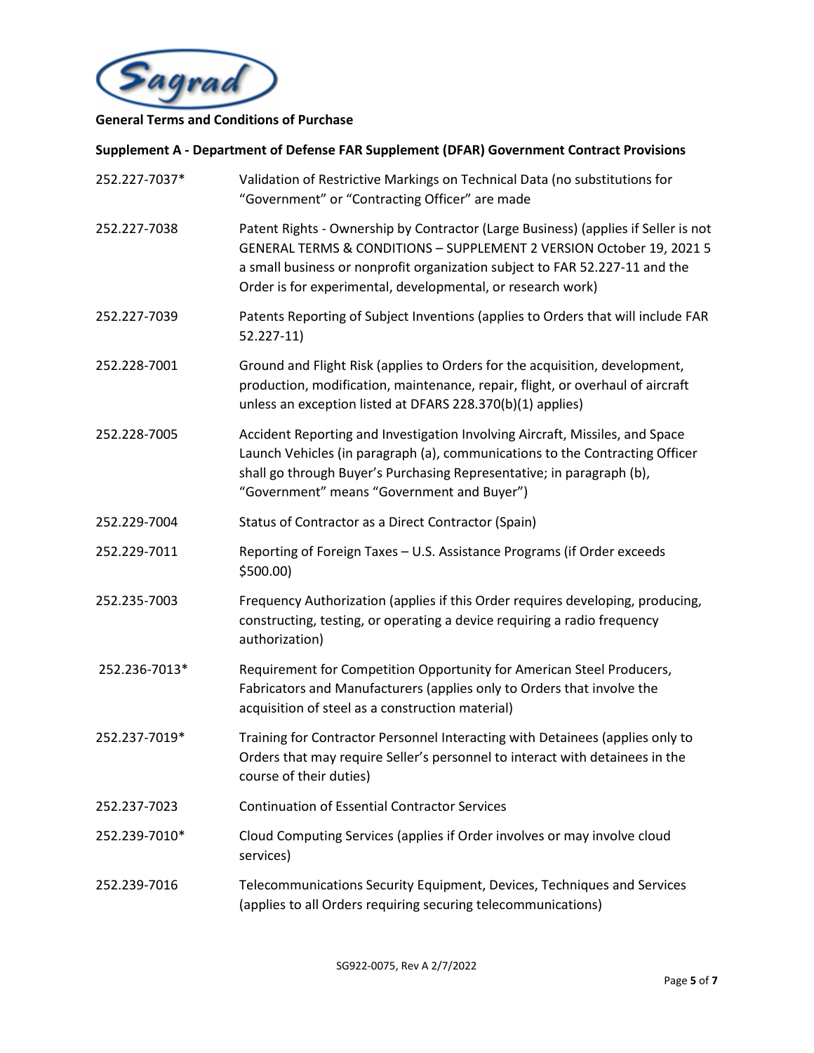**General Terms and Conditions of Purchase**

**Supplement A - Department of Defense FAR Supplement (DFAR) Government Contract Provisions**

| | |
|---|---|
| 252.227-7037* | Validation of Restrictive Markings on Technical Data (no substitutions for "Government" or "Contracting Officer" are made |
| 252.227-7038 | Patent Rights - Ownership by Contractor (Large Business) (applies if Seller is not GENERAL TERMS & CONDITIONS – SUPPLEMENT 2 VERSION October 19, 2021 5 a small business or nonprofit organization subject to FAR 52.227-11 and the Order is for experimental, developmental, or research work) |
| 252.227-7039 | Patents Reporting of Subject Inventions (applies to Orders that will include FAR 52.227-11) |
| 252.228-7001 | Ground and Flight Risk (applies to Orders for the acquisition, development, production, modification, maintenance, repair, flight, or overhaul of aircraft unless an exception listed at DFARS 228.370(b)(1) applies) |
| 252.228-7005 | Accident Reporting and Investigation Involving Aircraft, Missiles, and Space Launch Vehicles (in paragraph (a), communications to the Contracting Officer shall go through Buyer's Purchasing Representative; in paragraph (b), "Government" means "Government and Buyer") |
| 252.229-7004 | Status of Contractor as a Direct Contractor (Spain) |
| 252.229-7011 | Reporting of Foreign Taxes – U.S. Assistance Programs (if Order exceeds $500.00) |
| 252.235-7003 | Frequency Authorization (applies if this Order requires developing, producing, constructing, testing, or operating a device requiring a radio frequency authorization) |
| 252.236-7013* | Requirement for Competition Opportunity for American Steel Producers, Fabricators and Manufacturers (applies only to Orders that involve the acquisition of steel as a construction material) |
| 252.237-7019* | Training for Contractor Personnel Interacting with Detainees (applies only to Orders that may require Seller's personnel to interact with detainees in the course of their duties) |
| 252.237-7023 | Continuation of Essential Contractor Services |
| 252.239-7010* | Cloud Computing Services (applies if Order involves or may involve cloud services) |
| 252.239-7016 | Telecommunications Security Equipment, Devices, Techniques and Services (applies to all Orders requiring securing telecommunications) |

SG922-0075, Rev A 2/7/2022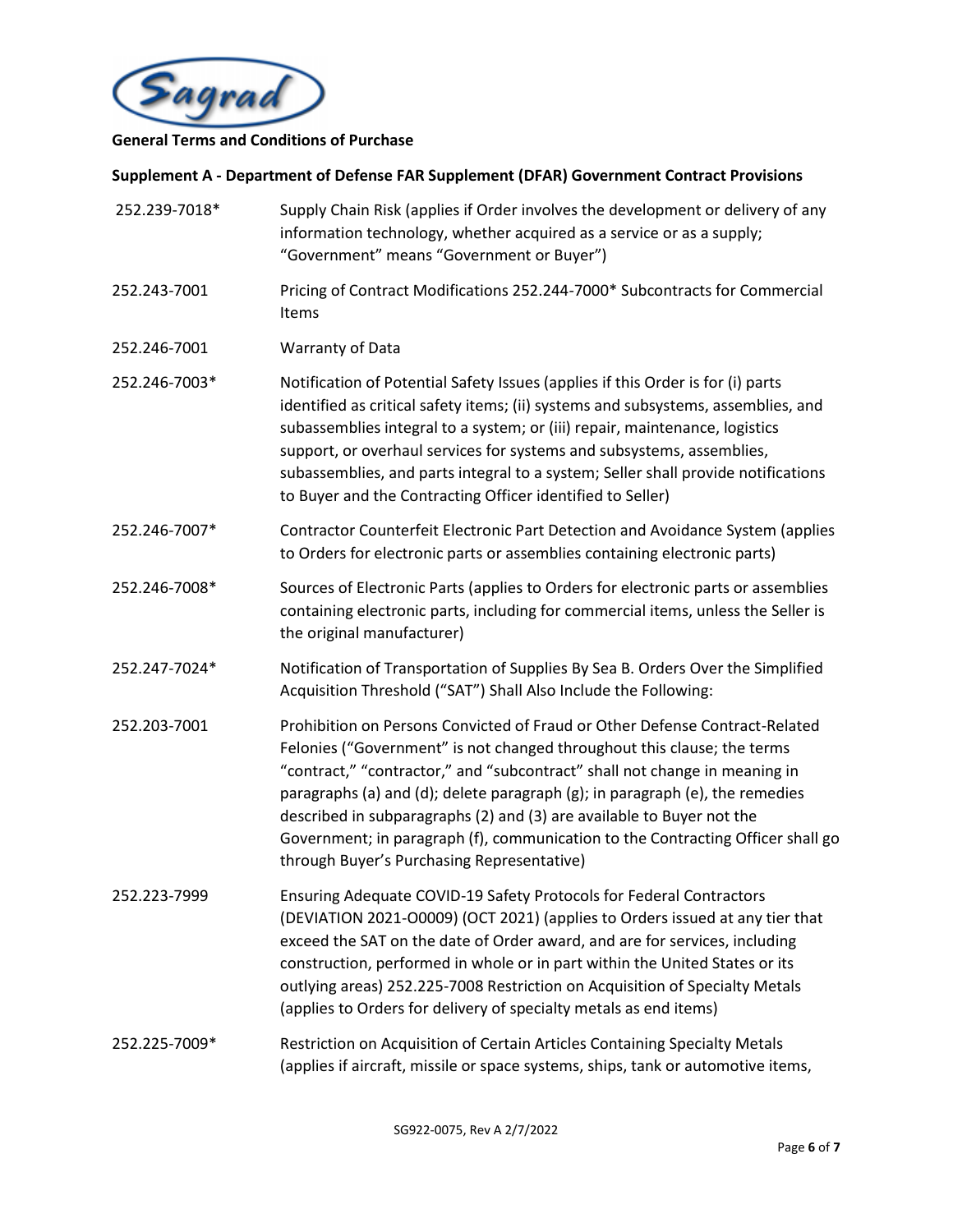**General Terms and Conditions of Purchase**

**Supplement A - Department of Defense FAR Supplement (DFAR) Government Contract Provisions**

| | |
|---|---|
| 252.239-7018* | Supply Chain Risk (applies if Order involves the development or delivery of any information technology, whether acquired as a service or as a supply; "Government" means "Government or Buyer") |
| 252.243-7001 | Pricing of Contract Modifications 252.244-7000* Subcontracts for Commercial Items |
| 252.246-7001 | Warranty of Data |
| 252.246-7003* | Notification of Potential Safety Issues (applies if this Order is for (i) parts identified as critical safety items; (ii) systems and subsystems, assemblies, and subassemblies integral to a system; or (iii) repair, maintenance, logistics support, or overhaul services for systems and subsystems, assemblies, subassemblies, and parts integral to a system; Seller shall provide notifications to Buyer and the Contracting Officer identified to Seller) |
| 252.246-7007* | Contractor Counterfeit Electronic Part Detection and Avoidance System (applies to Orders for electronic parts or assemblies containing electronic parts) |
| 252.246-7008* | Sources of Electronic Parts (applies to Orders for electronic parts or assemblies containing electronic parts, including for commercial items, unless the Seller is the original manufacturer) |
| 252.247-7024* | Notification of Transportation of Supplies By Sea B. Orders Over the Simplified Acquisition Threshold ("SAT") Shall Also Include the Following: |
| 252.203-7001 | Prohibition on Persons Convicted of Fraud or Other Defense Contract-Related Felonies ("Government" is not changed throughout this clause; the terms "contract," "contractor," and "subcontract" shall not change in meaning in paragraphs (a) and (d); delete paragraph (g); in paragraph (e), the remedies described in subparagraphs (2) and (3) are available to Buyer not the Government; in paragraph (f), communication to the Contracting Officer shall go through Buyer's Purchasing Representative) |
| 252.223-7999 | Ensuring Adequate COVID-19 Safety Protocols for Federal Contractors (DEVIATION 2021-O0009) (OCT 2021) (applies to Orders issued at any tier that exceed the SAT on the date of Order award, and are for services, including construction, performed in whole or in part within the United States or its outlying areas) 252.225-7008 Restriction on Acquisition of Specialty Metals (applies to Orders for delivery of specialty metals as end items) |
| 252.225-7009* | Restriction on Acquisition of Certain Articles Containing Specialty Metals (applies if aircraft, missile or space systems, ships, tank or automotive items, |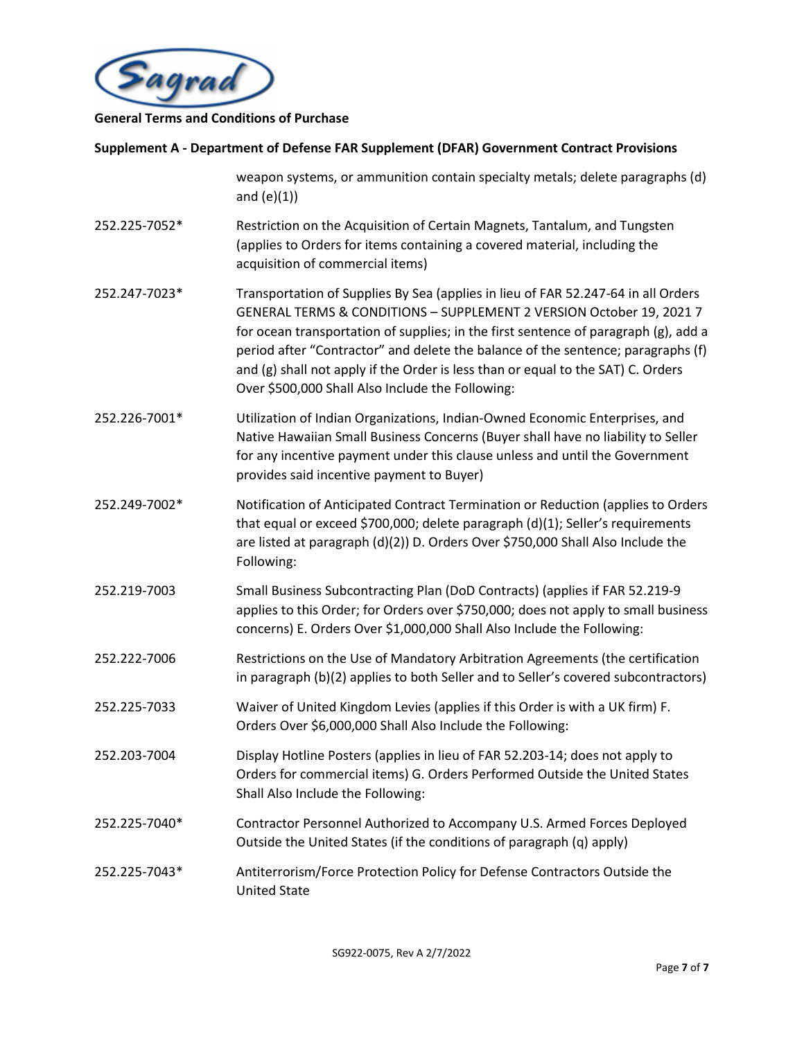weapon systems, or ammunition contain specialty metals; delete paragraphs (d) and (e)(1))

| | |
|---|---|
| 252.225-7052* | Restriction on the Acquisition of Certain Magnets, Tantalum, and Tungsten (applies to Orders for items containing a covered material, including the acquisition of commercial items) |
| 252.247-7023* | Transportation of Supplies By Sea (applies in lieu of FAR 52.247-64 in all Orders GENERAL TERMS & CONDITIONS – SUPPLEMENT 2 VERSION October 19, 2021 7 for ocean transportation of supplies; in the first sentence of paragraph (g), add a period after "Contractor" and delete the balance of the sentence; paragraphs (f) and (g) shall not apply if the Order is less than or equal to the SAT) C. Orders Over $500,000 Shall Also Include the Following: |
| 252.226-7001* | Utilization of Indian Organizations, Indian-Owned Economic Enterprises, and Native Hawaiian Small Business Concerns (Buyer shall have no liability to Seller for any incentive payment under this clause unless and until the Government provides said incentive payment to Buyer) |
| 252.249-7002* | Notification of Anticipated Contract Termination or Reduction (applies to Orders that equal or exceed $700,000; delete paragraph (d)(1); Seller's requirements are listed at paragraph (d)(2)) D. Orders Over $750,000 Shall Also Include the Following: |
| 252.219-7003 | Small Business Subcontracting Plan (DoD Contracts) (applies if FAR 52.219-9 applies to this Order; for Orders over $750,000; does not apply to small business concerns) E. Orders Over $1,000,000 Shall Also Include the Following: |
| 252.222-7006 | Restrictions on the Use of Mandatory Arbitration Agreements (the certification in paragraph (b)(2) applies to both Seller and to Seller's covered subcontractors) |
| 252.225-7033 | Waiver of United Kingdom Levies (applies if this Order is with a UK firm) F. Orders Over $6,000,000 Shall Also Include the Following: |
| 252.203-7004 | Display Hotline Posters (applies in lieu of FAR 52.203-14; does not apply to Orders for commercial items) G. Orders Performed Outside the United States Shall Also Include the Following: |
| 252.225-7040* | Contractor Personnel Authorized to Accompany U.S. Armed Forces Deployed Outside the United States (if the conditions of paragraph (q) apply) |
| 252.225-7043* | Antiterrorism/Force Protection Policy for Defense Contractors Outside the United State |

SG922-0075, Rev A 2/7/2022